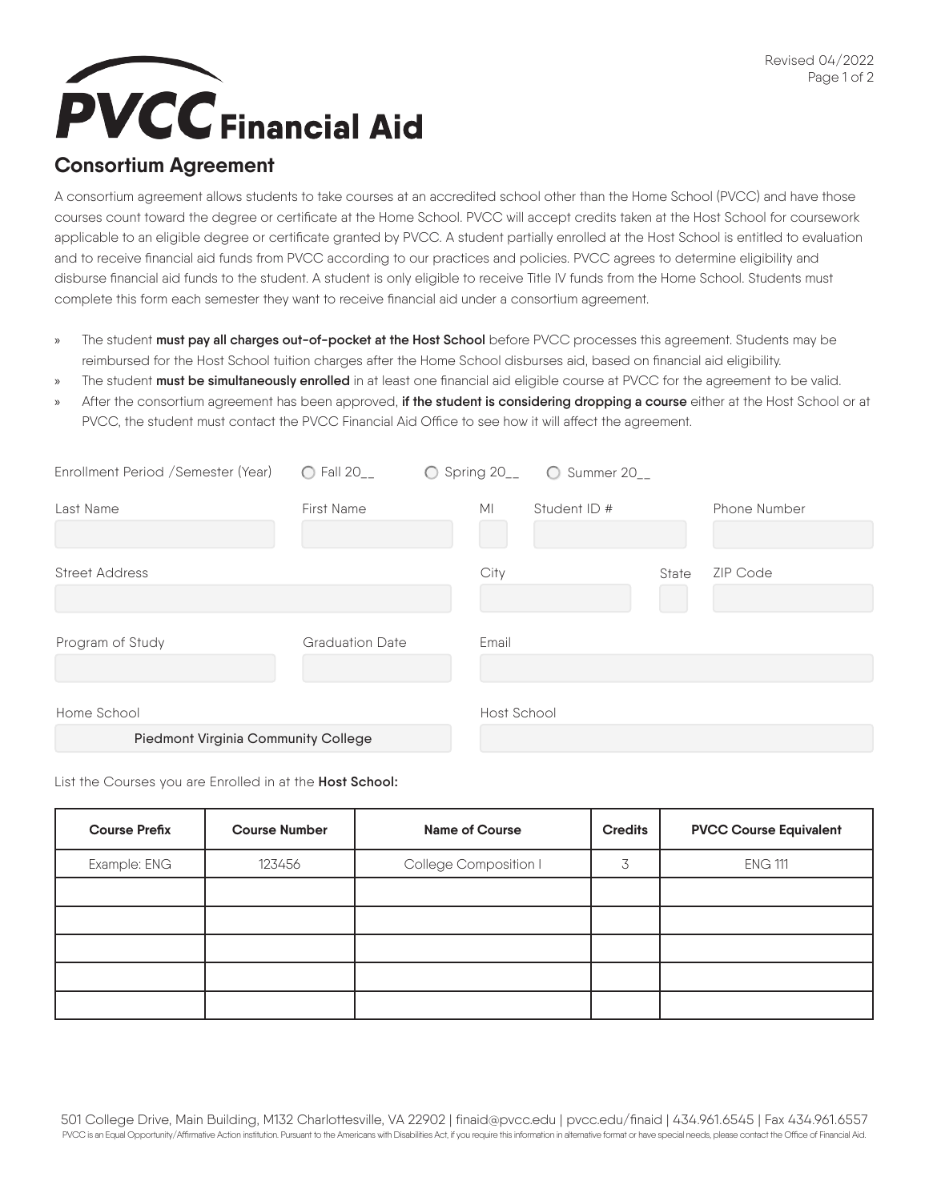# PVCC Financial Aid

## Consortium Agreement

A consortium agreement allows students to take courses at an accredited school other than the Home School (PVCC) and have those courses count toward the degree or certificate at the Home School. PVCC will accept credits taken at the Host School for coursework applicable to an eligible degree or certificate granted by PVCC. A student partially enrolled at the Host School is entitled to evaluation and to receive financial aid funds from PVCC according to our practices and policies. PVCC agrees to determine eligibility and disburse financial aid funds to the student. A student is only eligible to receive Title IV funds from the Home School. Students must complete this form each semester they want to receive financial aid under a consortium agreement.

- The student **must pay all charges out-of-pocket at the Host School** before PVCC processes this agreement. Students may be reimbursed for the Host School tuition charges after the Home School disburses aid, based on financial aid eligibility.
- The student **must be simultaneously enrolled** in at least one financial aid eligible course at PVCC for the agreement to be valid.
- After the consortium agreement has been approved, **if the student is considering dropping a course** either at the Host School or at PVCC, the student must contact the PVCC Financial Aid Office to see how it will affect the agreement.

Enrollment Period /Semester (Year) ○ Fall 20__ ○ Spring 20__ ○ Summer 20__

Last Name: ______ First Name: ______ MI: ___ Student ID #: ______ Phone Number: ______

Street Address: ______ City: ______ State: ___ ZIP Code: ______

Program of Study: ______ Graduation Date: ______ Email: ______

Home School: Piedmont Virginia Community College Host School: ______

List the Courses you are Enrolled in at the **Host School:**

| Course Prefix | Course Number | Name of Course | Credits | PVCC Course Equivalent |
|---|---|---|---|---|
| Example: ENG | 123456 | College Composition I | 3 | ENG 111 |
| | | | | |
| | | | | |
| | | | | |
| | | | | |
| | | | | |

501 College Drive, Main Building, M132 Charlottesville, VA 22902 | finaid@pvcc.edu | pvcc.edu/finaid | 434.961.6545 | Fax 434.961.6557

PVCC is an Equal Opportunity/Affirmative Action institution. Pursuant to the Americans with Disabilities Act, if you require this information in alternative format or have special needs, please contact the Office of Financial Aid.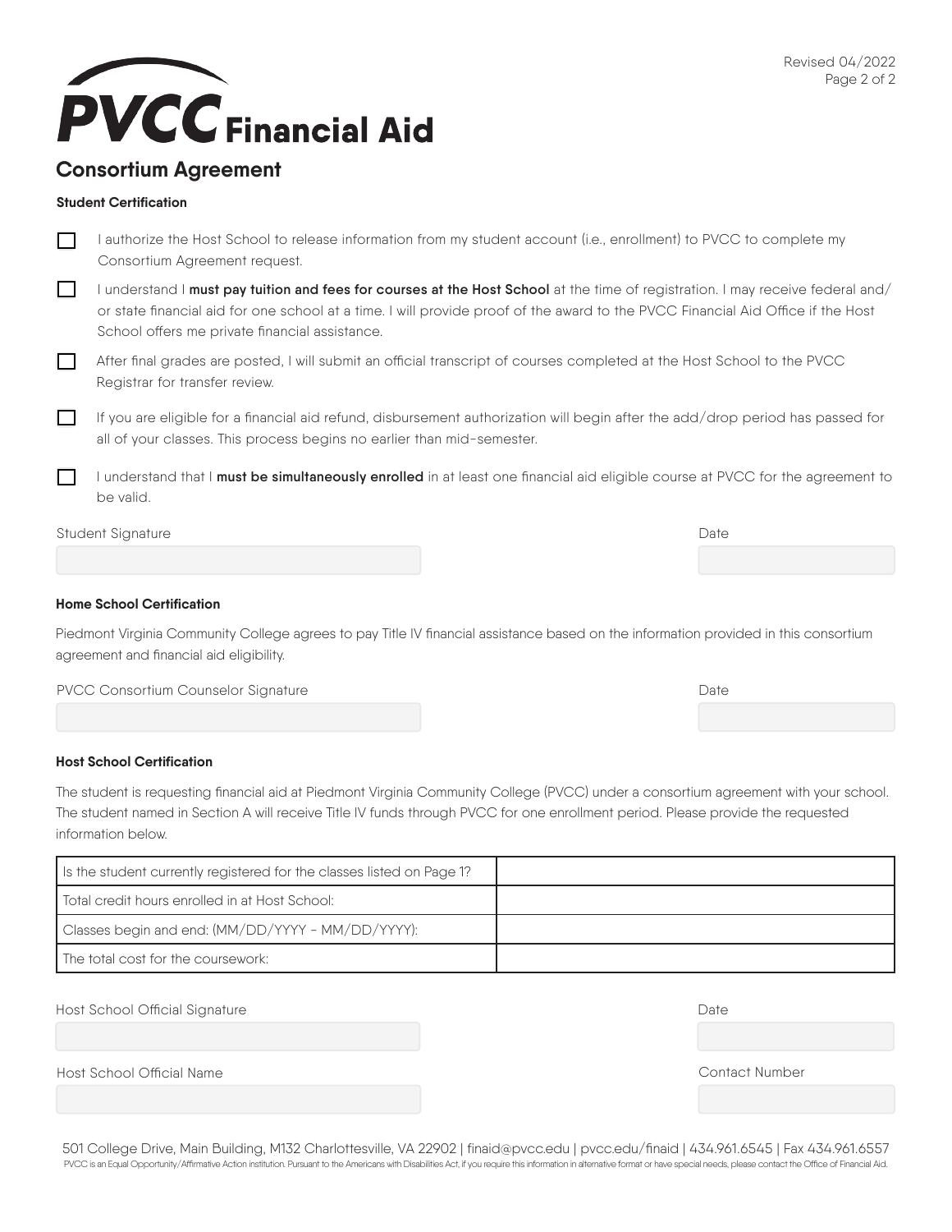# PVCC Financial Aid

## Consortium Agreement

### Student Certification

- [ ] I authorize the Host School to release information from my student account (i.e., enrollment) to PVCC to complete my Consortium Agreement request.
- [ ] I understand I **must pay tuition and fees for courses at the Host School** at the time of registration. I may receive federal and/or state financial aid for one school at a time. I will provide proof of the award to the PVCC Financial Aid Office if the Host School offers me private financial assistance.
- [ ] After final grades are posted, I will submit an official transcript of courses completed at the Host School to the PVCC Registrar for transfer review.
- [ ] If you are eligible for a financial aid refund, disbursement authorization will begin after the add/drop period has passed for all of your classes. This process begins no earlier than mid-semester.
- [ ] I understand that I **must be simultaneously enrolled** in at least one financial aid eligible course at PVCC for the agreement to be valid.

Student Signature

Date

### Home School Certification

Piedmont Virginia Community College agrees to pay Title IV financial assistance based on the information provided in this consortium agreement and financial aid eligibility.

PVCC Consortium Counselor Signature

Date

### Host School Certification

The student is requesting financial aid at Piedmont Virginia Community College (PVCC) under a consortium agreement with your school. The student named in Section A will receive Title IV funds through PVCC for one enrollment period. Please provide the requested information below.

| | |
|---|---|
| Is the student currently registered for the classes listed on Page 1? | |
| Total credit hours enrolled in at Host School: | |
| Classes begin and end: (MM/DD/YYYY - MM/DD/YYYY): | |
| The total cost for the coursework: | |

Host School Official Signature

Date

Host School Official Name

Contact Number

501 College Drive, Main Building, M132 Charlottesville, VA 22902 | finaid@pvcc.edu | pvcc.edu/finaid | 434.961.6545 | Fax 434.961.6557

PVCC is an Equal Opportunity/Affirmative Action institution. Pursuant to the Americans with Disabilities Act, if you require this information in alternative format or have special needs, please contact the Office of Financial Aid.